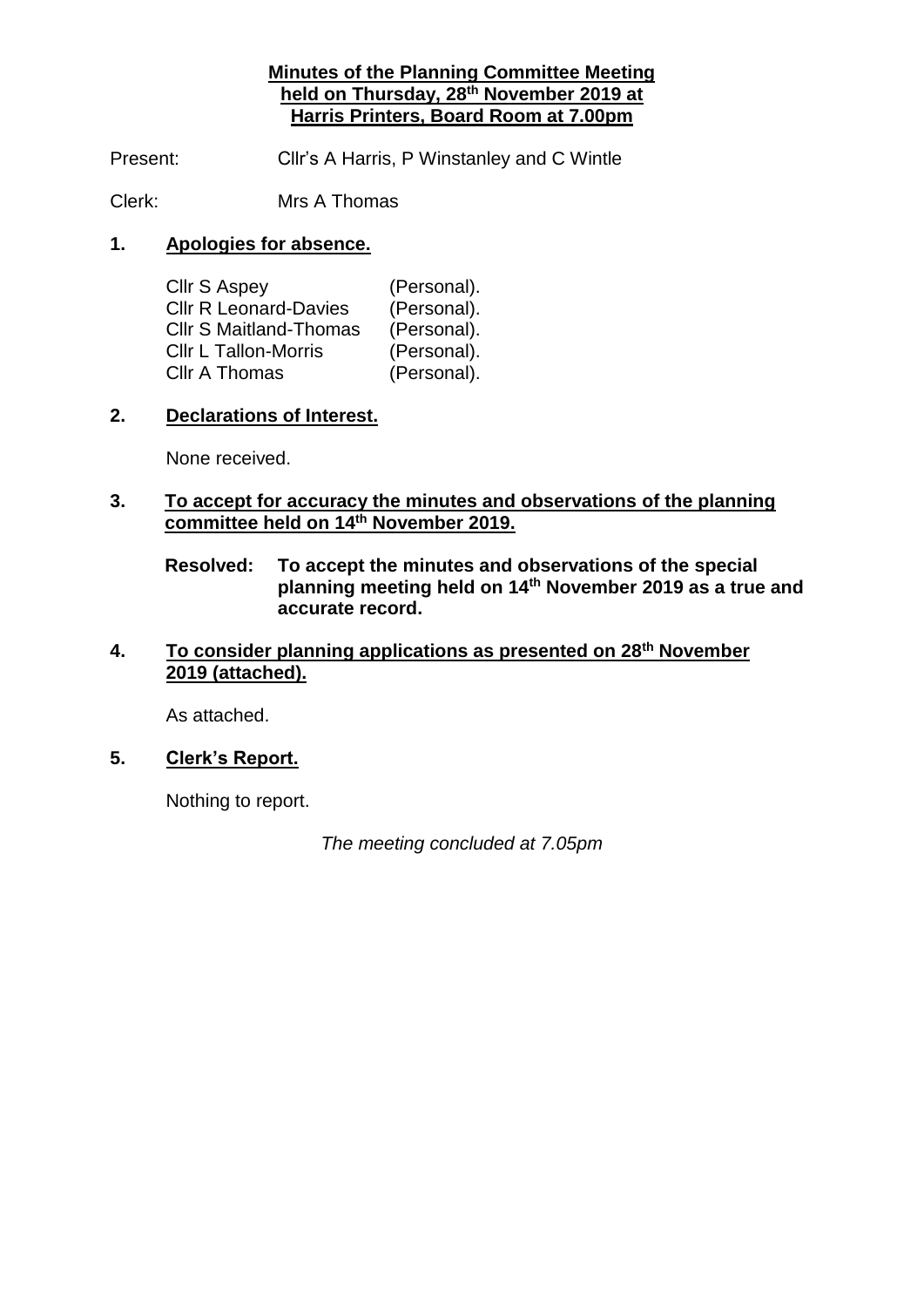# Minutes of the Planning Committee Meeting held on Thursday, 28th November 2019 at Harris Printers, Board Room at 7.00pm

Present: Cllr's A Harris, P Winstanley and C Wintle

Clerk: Mrs A Thomas

## 1. Apologies for absence.

| | |
|---|---|
| Cllr S Aspey | (Personal). |
| Cllr R Leonard-Davies | (Personal). |
| Cllr S Maitland-Thomas | (Personal). |
| Cllr L Tallon-Morris | (Personal). |
| Cllr A Thomas | (Personal). |

## 2. Declarations of Interest.

None received.

## 3. To accept for accuracy the minutes and observations of the planning committee held on 14th November 2019.

**Resolved: To accept the minutes and observations of the special planning meeting held on 14th November 2019 as a true and accurate record.**

## 4. To consider planning applications as presented on 28th November 2019 (attached).

As attached.

## 5. Clerk's Report.

Nothing to report.

*The meeting concluded at 7.05pm*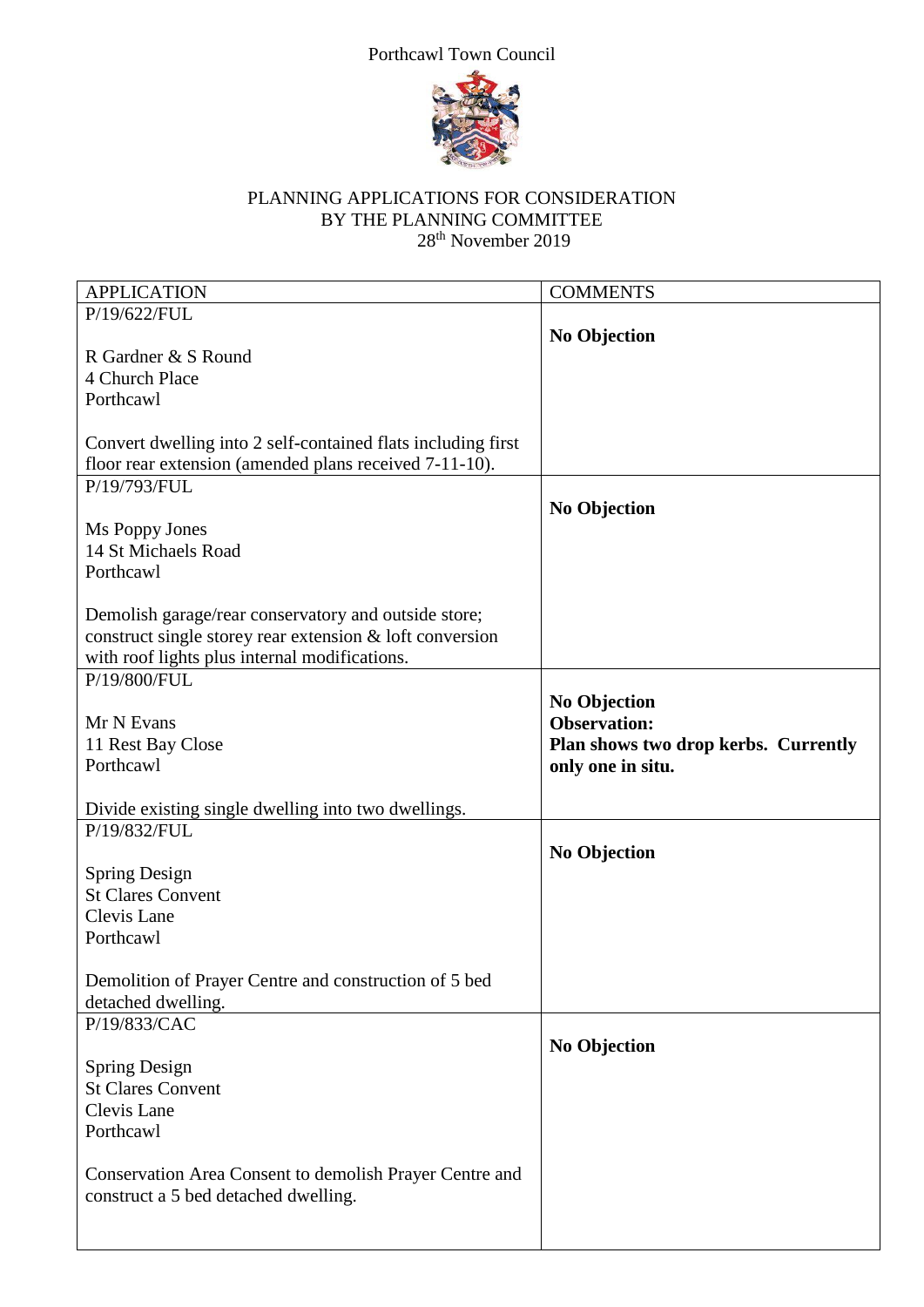Porthcawl Town Council

PLANNING APPLICATIONS FOR CONSIDERATION
BY THE PLANNING COMMITTEE
28th November 2019

| APPLICATION | COMMENTS |
|---|---|
| P/19/622/FUL<br><br>R Gardner & S Round<br>4 Church Place<br>Porthcawl<br><br>Convert dwelling into 2 self-contained flats including first floor rear extension (amended plans received 7-11-10). | **No Objection** |
| P/19/793/FUL<br><br>Ms Poppy Jones<br>14 St Michaels Road<br>Porthcawl<br><br>Demolish garage/rear conservatory and outside store; construct single storey rear extension & loft conversion with roof lights plus internal modifications. | **No Objection** |
| P/19/800/FUL<br><br>Mr N Evans<br>11 Rest Bay Close<br>Porthcawl<br><br>Divide existing single dwelling into two dwellings. | **No Objection**<br>**Observation:**<br>**Plan shows two drop kerbs. Currently only one in situ.** |
| P/19/832/FUL<br><br>Spring Design<br>St Clares Convent<br>Clevis Lane<br>Porthcawl<br><br>Demolition of Prayer Centre and construction of 5 bed detached dwelling. | **No Objection** |
| P/19/833/CAC<br><br>Spring Design<br>St Clares Convent<br>Clevis Lane<br>Porthcawl<br><br>Conservation Area Consent to demolish Prayer Centre and construct a 5 bed detached dwelling. | **No Objection** |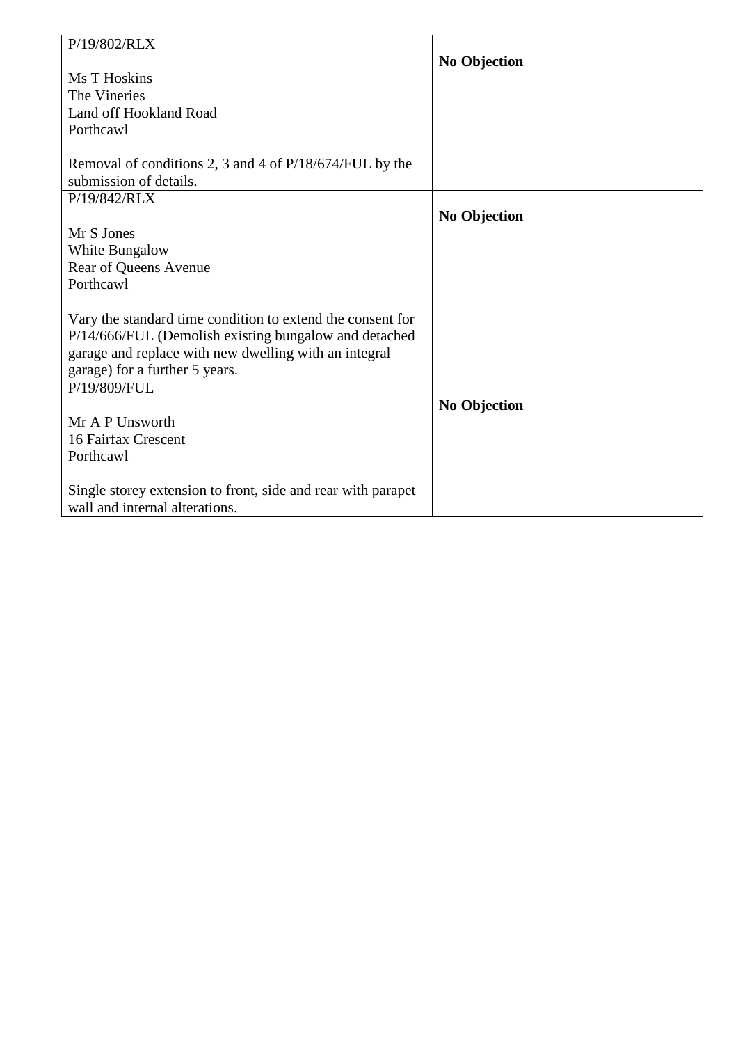| | |
|---|---|
| P/19/802/RLX<br><br>Ms T Hoskins<br>The Vineries<br>Land off Hookland Road<br>Porthcawl<br><br>Removal of conditions 2, 3 and 4 of P/18/674/FUL by the submission of details. | **No Objection** |
| P/19/842/RLX<br><br>Mr S Jones<br>White Bungalow<br>Rear of Queens Avenue<br>Porthcawl<br><br>Vary the standard time condition to extend the consent for P/14/666/FUL (Demolish existing bungalow and detached garage and replace with new dwelling with an integral garage) for a further 5 years. | **No Objection** |
| P/19/809/FUL<br><br>Mr A P Unsworth<br>16 Fairfax Crescent<br>Porthcawl<br><br>Single storey extension to front, side and rear with parapet wall and internal alterations. | **No Objection** |